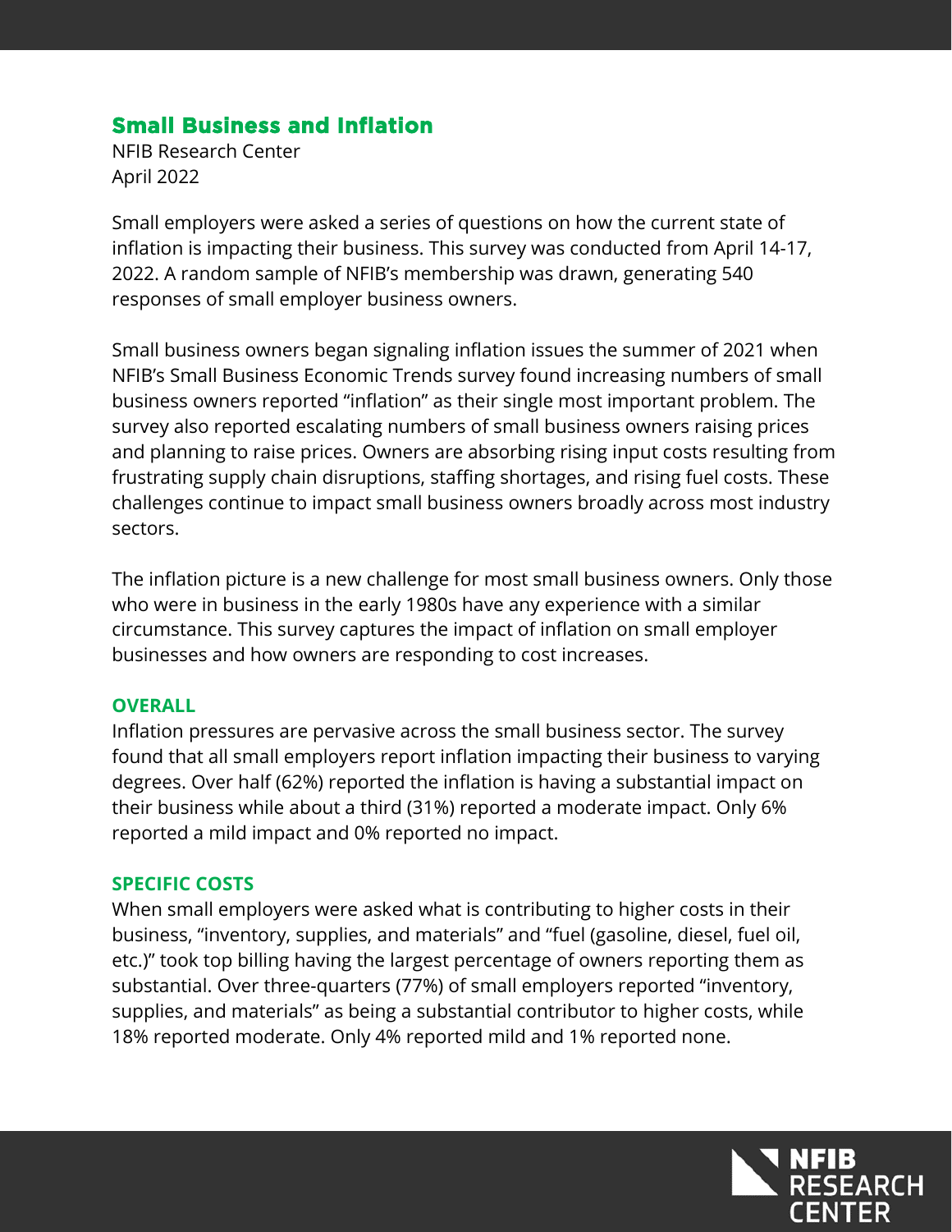# Small Business and Inflation

NFIB Research Center
April 2022

Small employers were asked a series of questions on how the current state of inflation is impacting their business. This survey was conducted from April 14-17, 2022. A random sample of NFIB's membership was drawn, generating 540 responses of small employer business owners.

Small business owners began signaling inflation issues the summer of 2021 when NFIB's Small Business Economic Trends survey found increasing numbers of small business owners reported "inflation" as their single most important problem. The survey also reported escalating numbers of small business owners raising prices and planning to raise prices. Owners are absorbing rising input costs resulting from frustrating supply chain disruptions, staffing shortages, and rising fuel costs. These challenges continue to impact small business owners broadly across most industry sectors.

The inflation picture is a new challenge for most small business owners. Only those who were in business in the early 1980s have any experience with a similar circumstance. This survey captures the impact of inflation on small employer businesses and how owners are responding to cost increases.

## OVERALL

Inflation pressures are pervasive across the small business sector. The survey found that all small employers report inflation impacting their business to varying degrees. Over half (62%) reported the inflation is having a substantial impact on their business while about a third (31%) reported a moderate impact. Only 6% reported a mild impact and 0% reported no impact.

## SPECIFIC COSTS

When small employers were asked what is contributing to higher costs in their business, "inventory, supplies, and materials" and "fuel (gasoline, diesel, fuel oil, etc.)" took top billing having the largest percentage of owners reporting them as substantial. Over three-quarters (77%) of small employers reported "inventory, supplies, and materials" as being a substantial contributor to higher costs, while 18% reported moderate. Only 4% reported mild and 1% reported none.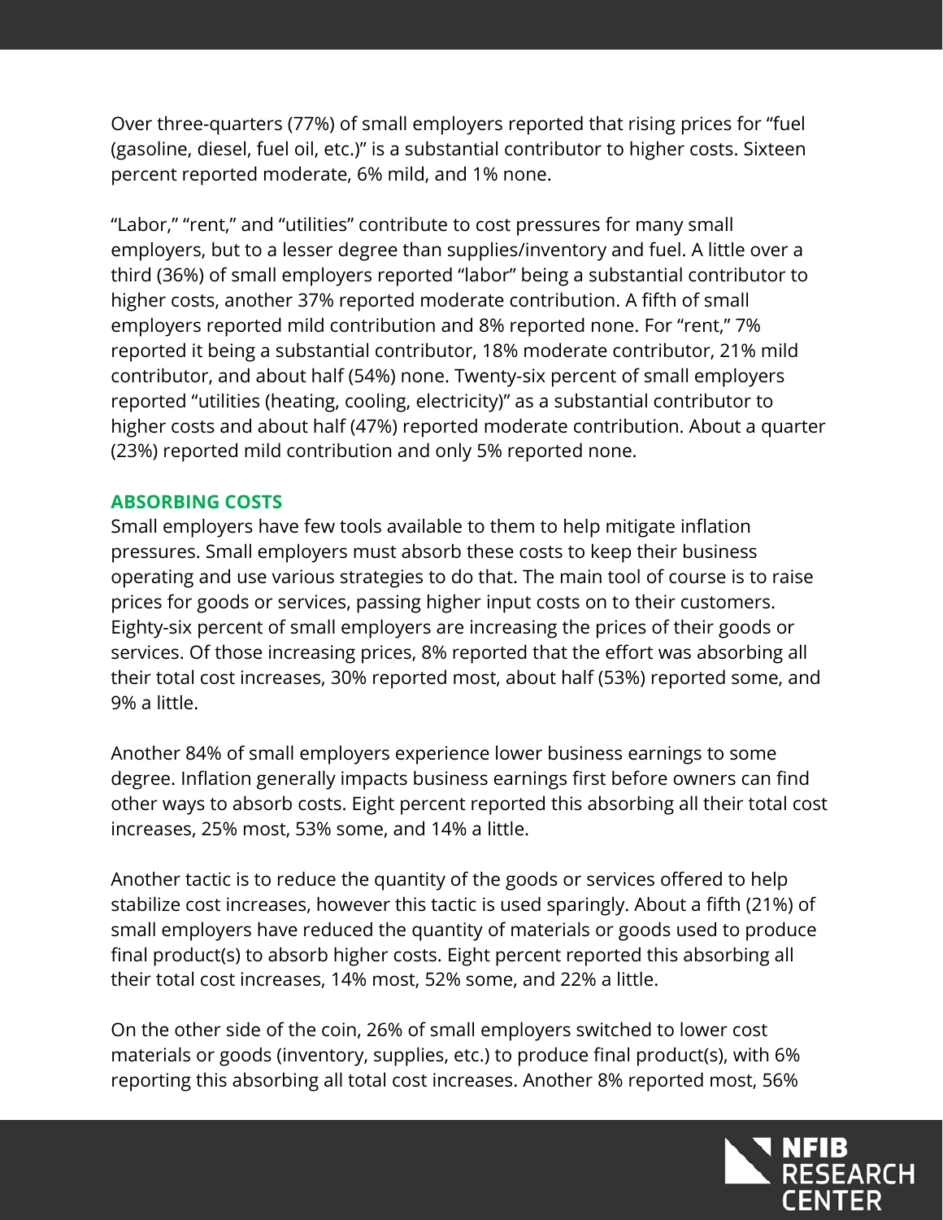Over three-quarters (77%) of small employers reported that rising prices for "fuel (gasoline, diesel, fuel oil, etc.)" is a substantial contributor to higher costs. Sixteen percent reported moderate, 6% mild, and 1% none.

"Labor," "rent," and "utilities" contribute to cost pressures for many small employers, but to a lesser degree than supplies/inventory and fuel. A little over a third (36%) of small employers reported "labor" being a substantial contributor to higher costs, another 37% reported moderate contribution. A fifth of small employers reported mild contribution and 8% reported none. For "rent," 7% reported it being a substantial contributor, 18% moderate contributor, 21% mild contributor, and about half (54%) none. Twenty-six percent of small employers reported "utilities (heating, cooling, electricity)" as a substantial contributor to higher costs and about half (47%) reported moderate contribution. About a quarter (23%) reported mild contribution and only 5% reported none.

## ABSORBING COSTS

Small employers have few tools available to them to help mitigate inflation pressures. Small employers must absorb these costs to keep their business operating and use various strategies to do that. The main tool of course is to raise prices for goods or services, passing higher input costs on to their customers. Eighty-six percent of small employers are increasing the prices of their goods or services. Of those increasing prices, 8% reported that the effort was absorbing all their total cost increases, 30% reported most, about half (53%) reported some, and 9% a little.

Another 84% of small employers experience lower business earnings to some degree. Inflation generally impacts business earnings first before owners can find other ways to absorb costs. Eight percent reported this absorbing all their total cost increases, 25% most, 53% some, and 14% a little.

Another tactic is to reduce the quantity of the goods or services offered to help stabilize cost increases, however this tactic is used sparingly. About a fifth (21%) of small employers have reduced the quantity of materials or goods used to produce final product(s) to absorb higher costs. Eight percent reported this absorbing all their total cost increases, 14% most, 52% some, and 22% a little.

On the other side of the coin, 26% of small employers switched to lower cost materials or goods (inventory, supplies, etc.) to produce final product(s), with 6% reporting this absorbing all total cost increases. Another 8% reported most, 56%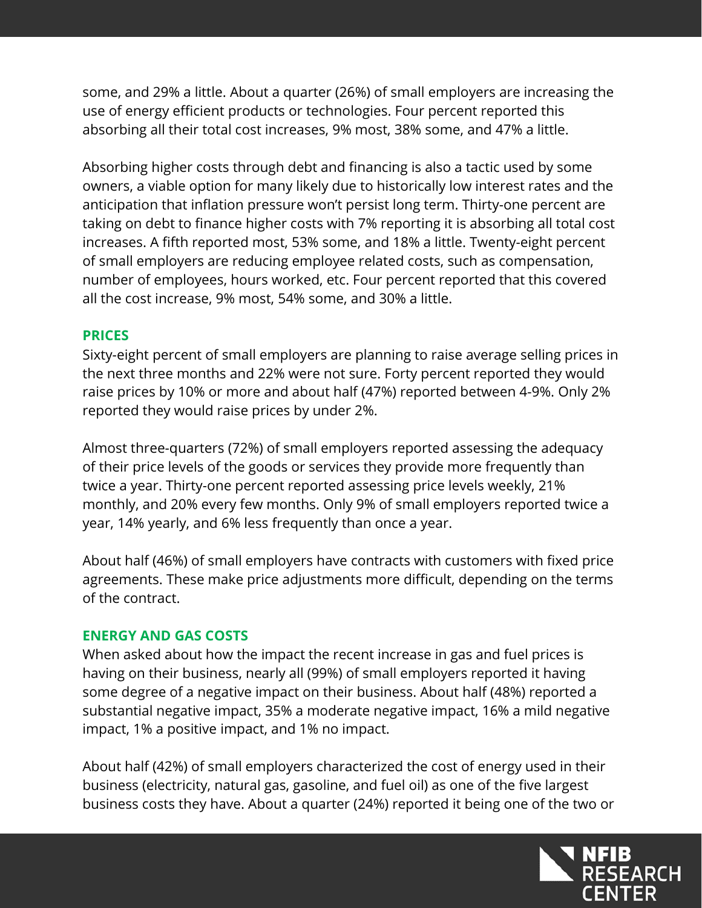some, and 29% a little. About a quarter (26%) of small employers are increasing the use of energy efficient products or technologies. Four percent reported this absorbing all their total cost increases, 9% most, 38% some, and 47% a little.

Absorbing higher costs through debt and financing is also a tactic used by some owners, a viable option for many likely due to historically low interest rates and the anticipation that inflation pressure won't persist long term. Thirty-one percent are taking on debt to finance higher costs with 7% reporting it is absorbing all total cost increases. A fifth reported most, 53% some, and 18% a little. Twenty-eight percent of small employers are reducing employee related costs, such as compensation, number of employees, hours worked, etc. Four percent reported that this covered all the cost increase, 9% most, 54% some, and 30% a little.

## PRICES

Sixty-eight percent of small employers are planning to raise average selling prices in the next three months and 22% were not sure. Forty percent reported they would raise prices by 10% or more and about half (47%) reported between 4-9%. Only 2% reported they would raise prices by under 2%.

Almost three-quarters (72%) of small employers reported assessing the adequacy of their price levels of the goods or services they provide more frequently than twice a year. Thirty-one percent reported assessing price levels weekly, 21% monthly, and 20% every few months. Only 9% of small employers reported twice a year, 14% yearly, and 6% less frequently than once a year.

About half (46%) of small employers have contracts with customers with fixed price agreements. These make price adjustments more difficult, depending on the terms of the contract.

## ENERGY AND GAS COSTS

When asked about how the impact the recent increase in gas and fuel prices is having on their business, nearly all (99%) of small employers reported it having some degree of a negative impact on their business. About half (48%) reported a substantial negative impact, 35% a moderate negative impact, 16% a mild negative impact, 1% a positive impact, and 1% no impact.

About half (42%) of small employers characterized the cost of energy used in their business (electricity, natural gas, gasoline, and fuel oil) as one of the five largest business costs they have. About a quarter (24%) reported it being one of the two or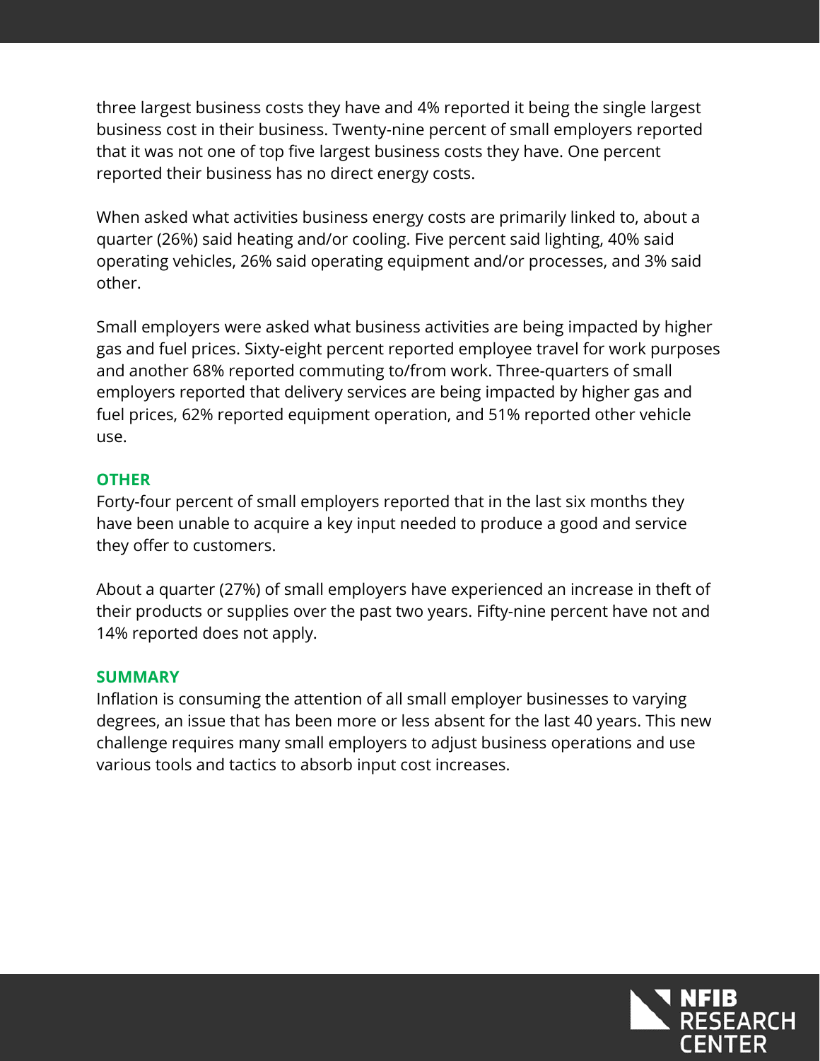three largest business costs they have and 4% reported it being the single largest business cost in their business. Twenty-nine percent of small employers reported that it was not one of top five largest business costs they have. One percent reported their business has no direct energy costs.

When asked what activities business energy costs are primarily linked to, about a quarter (26%) said heating and/or cooling. Five percent said lighting, 40% said operating vehicles, 26% said operating equipment and/or processes, and 3% said other.

Small employers were asked what business activities are being impacted by higher gas and fuel prices. Sixty-eight percent reported employee travel for work purposes and another 68% reported commuting to/from work. Three-quarters of small employers reported that delivery services are being impacted by higher gas and fuel prices, 62% reported equipment operation, and 51% reported other vehicle use.

## OTHER

Forty-four percent of small employers reported that in the last six months they have been unable to acquire a key input needed to produce a good and service they offer to customers.

About a quarter (27%) of small employers have experienced an increase in theft of their products or supplies over the past two years. Fifty-nine percent have not and 14% reported does not apply.

## SUMMARY

Inflation is consuming the attention of all small employer businesses to varying degrees, an issue that has been more or less absent for the last 40 years. This new challenge requires many small employers to adjust business operations and use various tools and tactics to absorb input cost increases.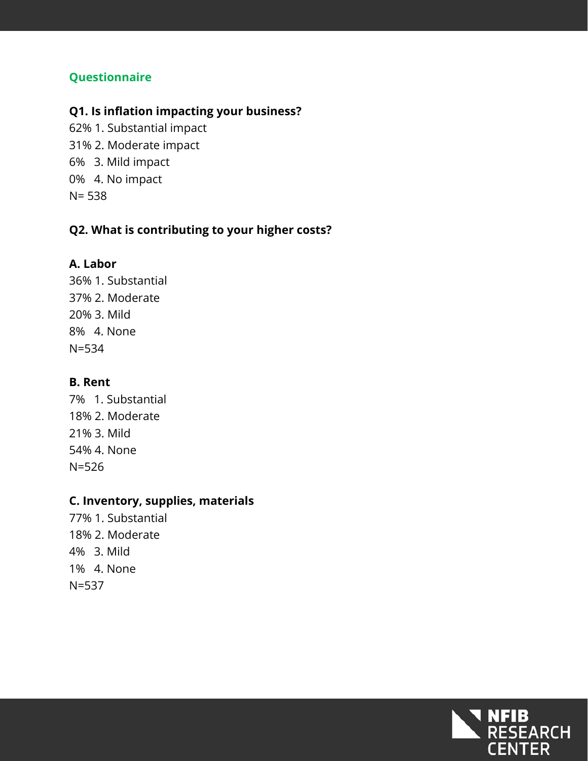## Questionnaire

**Q1. Is inflation impacting your business?**

62% 1. Substantial impact
31% 2. Moderate impact
6% 3. Mild impact
0% 4. No impact
N= 538

**Q2. What is contributing to your higher costs?**

**A. Labor**

36% 1. Substantial
37% 2. Moderate
20% 3. Mild
8% 4. None
N=534

**B. Rent**

7% 1. Substantial
18% 2. Moderate
21% 3. Mild
54% 4. None
N=526

**C. Inventory, supplies, materials**

77% 1. Substantial
18% 2. Moderate
4% 3. Mild
1% 4. None
N=537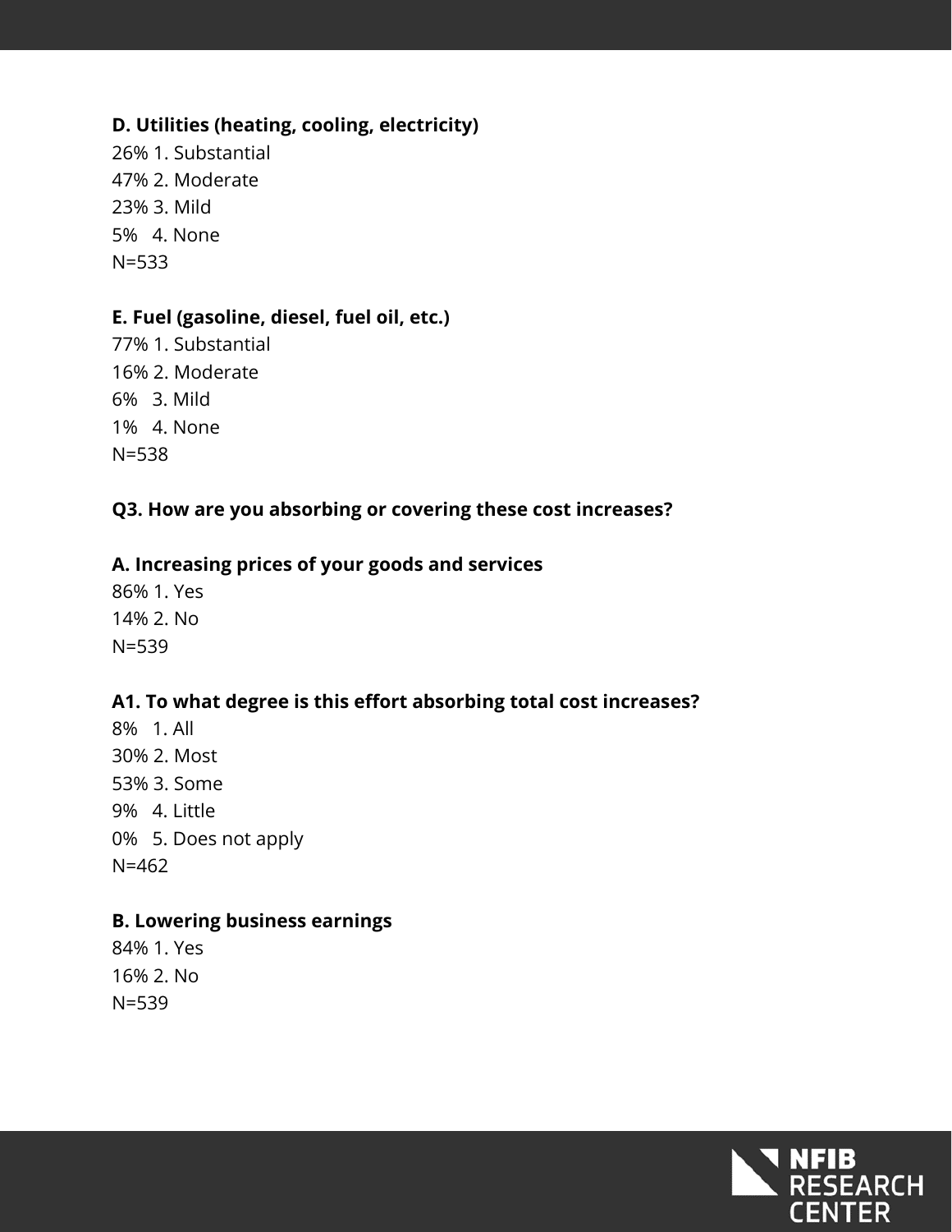**D. Utilities (heating, cooling, electricity)**

26% 1. Substantial
47% 2. Moderate
23% 3. Mild
5% 4. None
N=533

**E. Fuel (gasoline, diesel, fuel oil, etc.)**

77% 1. Substantial
16% 2. Moderate
6% 3. Mild
1% 4. None
N=538

**Q3. How are you absorbing or covering these cost increases?**

**A. Increasing prices of your goods and services**

86% 1. Yes
14% 2. No
N=539

**A1. To what degree is this effort absorbing total cost increases?**

8% 1. All
30% 2. Most
53% 3. Some
9% 4. Little
0% 5. Does not apply
N=462

**B. Lowering business earnings**

84% 1. Yes
16% 2. No
N=539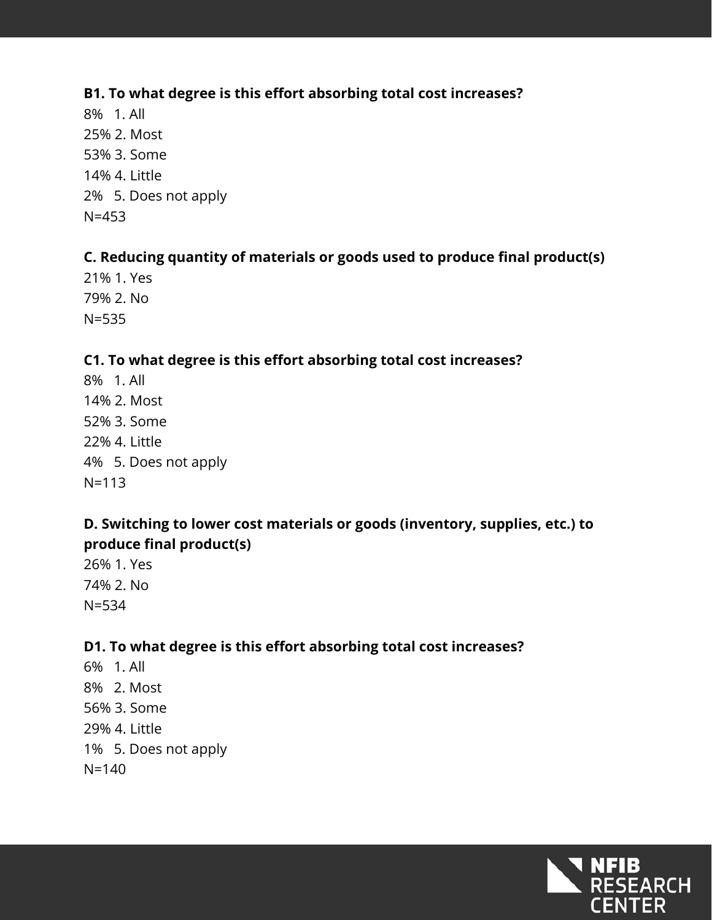**B1. To what degree is this effort absorbing total cost increases?**

8% 1. All
25% 2. Most
53% 3. Some
14% 4. Little
2% 5. Does not apply
N=453

**C. Reducing quantity of materials or goods used to produce final product(s)**

21% 1. Yes
79% 2. No
N=535

**C1. To what degree is this effort absorbing total cost increases?**

8% 1. All
14% 2. Most
52% 3. Some
22% 4. Little
4% 5. Does not apply
N=113

**D. Switching to lower cost materials or goods (inventory, supplies, etc.) to produce final product(s)**

26% 1. Yes
74% 2. No
N=534

**D1. To what degree is this effort absorbing total cost increases?**

6% 1. All
8% 2. Most
56% 3. Some
29% 4. Little
1% 5. Does not apply
N=140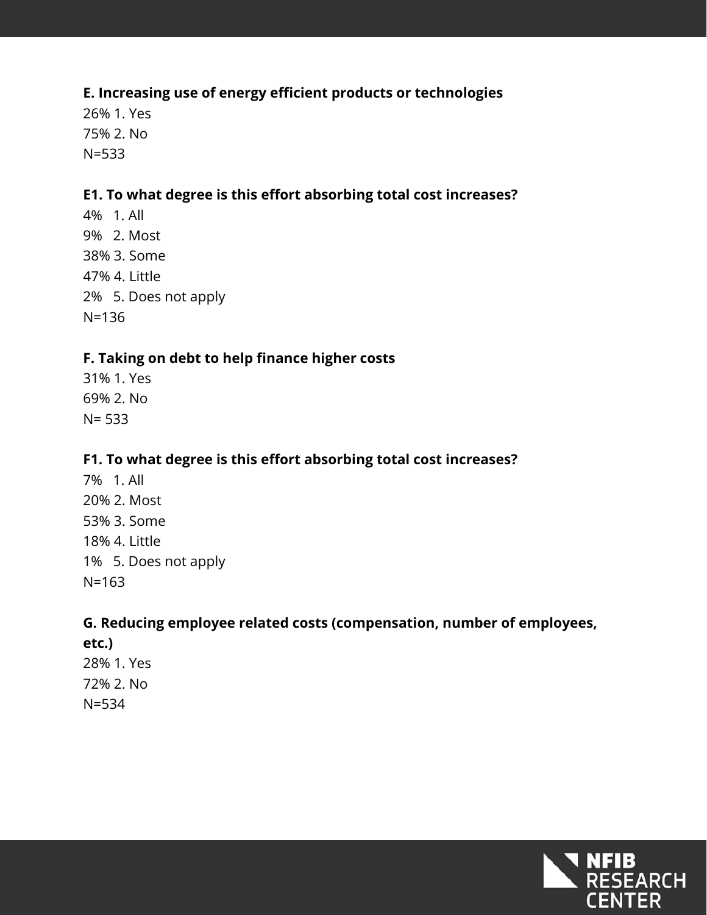**E. Increasing use of energy efficient products or technologies**

26% 1. Yes
75% 2. No
N=533

**E1. To what degree is this effort absorbing total cost increases?**

4% 1. All
9% 2. Most
38% 3. Some
47% 4. Little
2% 5. Does not apply
N=136

**F. Taking on debt to help finance higher costs**

31% 1. Yes
69% 2. No
N= 533

**F1. To what degree is this effort absorbing total cost increases?**

7% 1. All
20% 2. Most
53% 3. Some
18% 4. Little
1% 5. Does not apply
N=163

**G. Reducing employee related costs (compensation, number of employees, etc.)**

28% 1. Yes
72% 2. No
N=534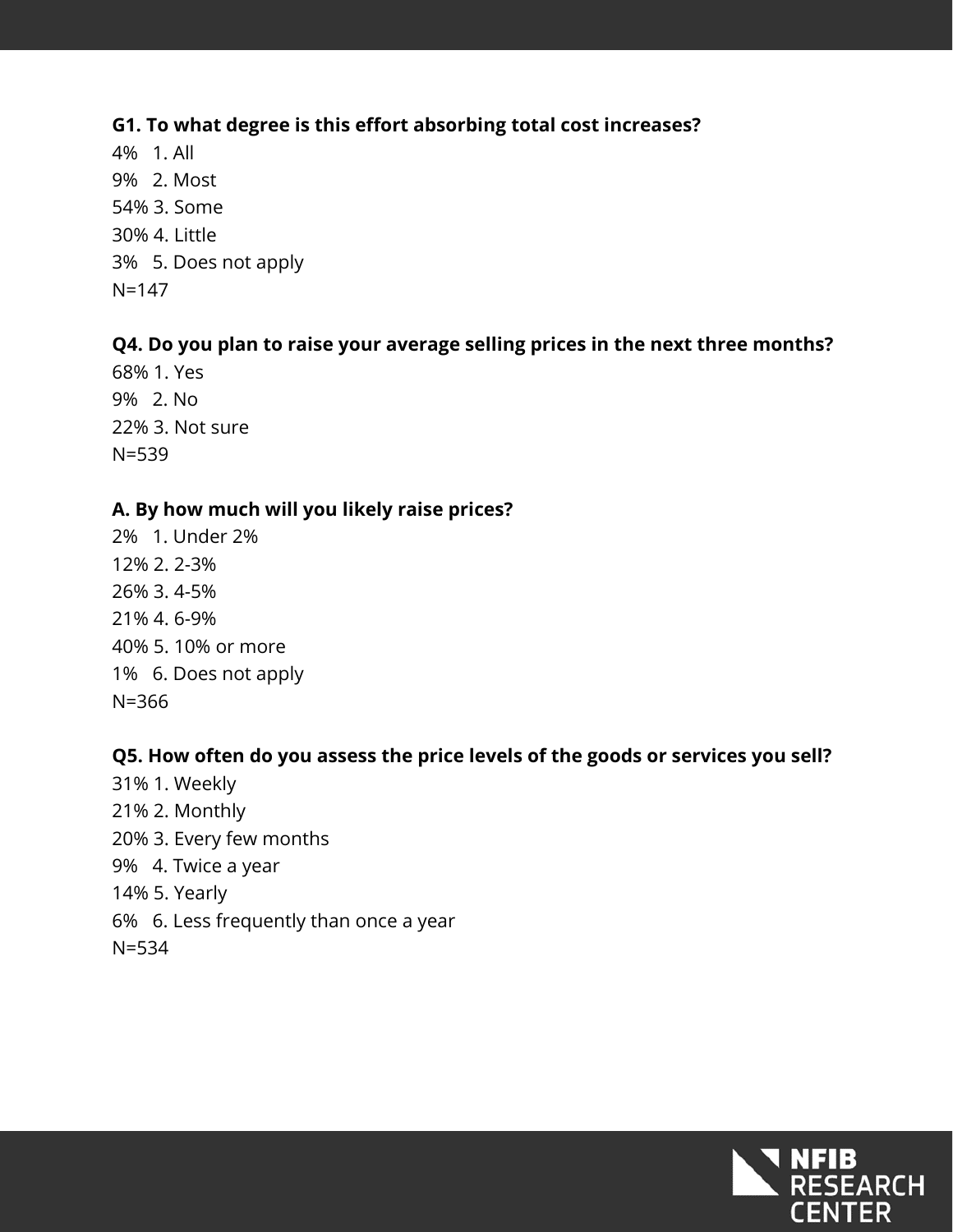**G1. To what degree is this effort absorbing total cost increases?**

4% 1. All

9% 2. Most

54% 3. Some

30% 4. Little

3% 5. Does not apply

N=147

**Q4. Do you plan to raise your average selling prices in the next three months?**

68% 1. Yes

9% 2. No

22% 3. Not sure

N=539

**A. By how much will you likely raise prices?**

2% 1. Under 2%

12% 2. 2-3%

26% 3. 4-5%

21% 4. 6-9%

40% 5. 10% or more

1% 6. Does not apply

N=366

**Q5. How often do you assess the price levels of the goods or services you sell?**

31% 1. Weekly

21% 2. Monthly

20% 3. Every few months

9% 4. Twice a year

14% 5. Yearly

6% 6. Less frequently than once a year

N=534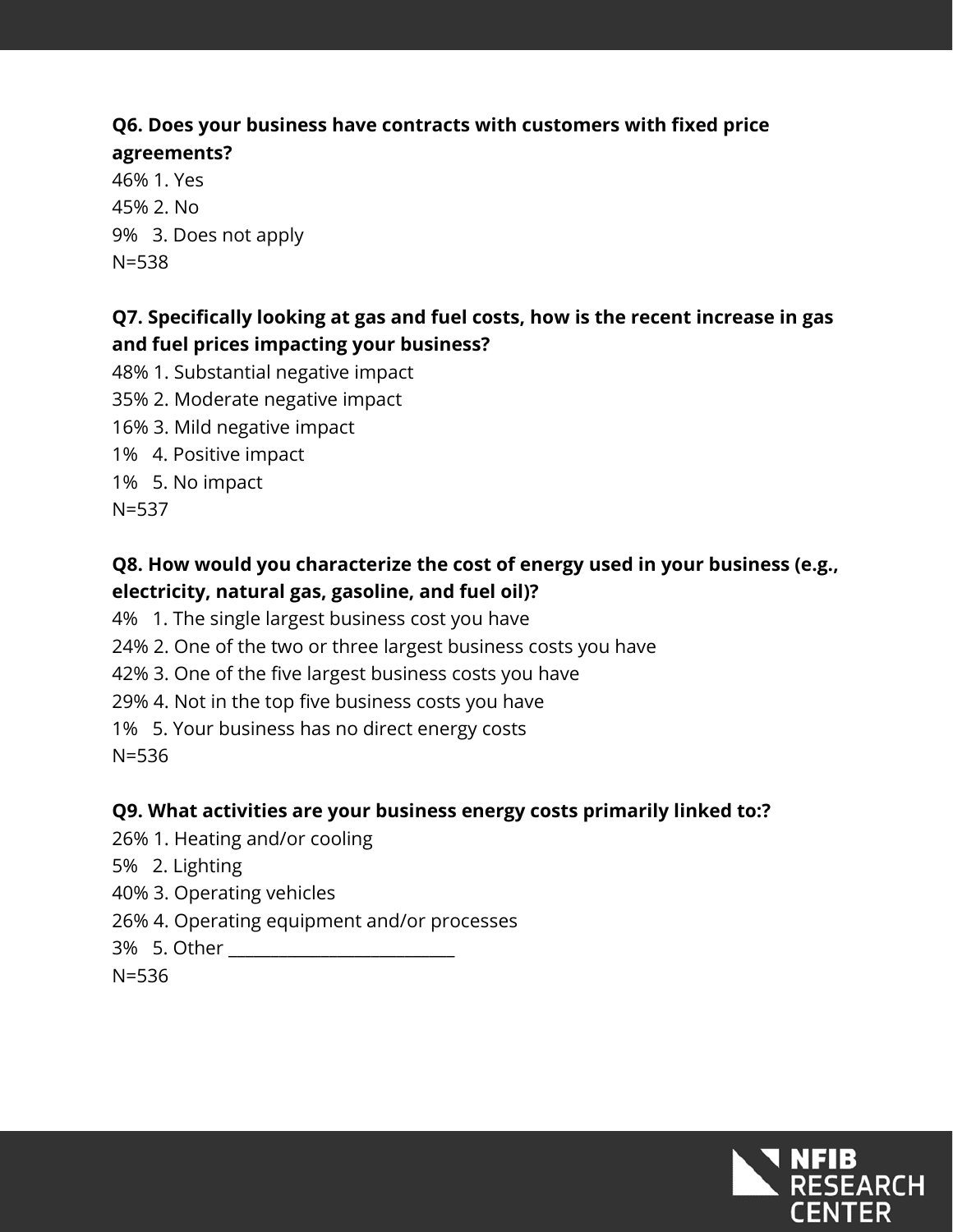**Q6. Does your business have contracts with customers with fixed price agreements?**

46% 1. Yes
45% 2. No
9% 3. Does not apply
N=538

**Q7. Specifically looking at gas and fuel costs, how is the recent increase in gas and fuel prices impacting your business?**

48% 1. Substantial negative impact
35% 2. Moderate negative impact
16% 3. Mild negative impact
1% 4. Positive impact
1% 5. No impact
N=537

**Q8. How would you characterize the cost of energy used in your business (e.g., electricity, natural gas, gasoline, and fuel oil)?**

4% 1. The single largest business cost you have
24% 2. One of the two or three largest business costs you have
42% 3. One of the five largest business costs you have
29% 4. Not in the top five business costs you have
1% 5. Your business has no direct energy costs
N=536

**Q9. What activities are your business energy costs primarily linked to:?**

26% 1. Heating and/or cooling
5% 2. Lighting
40% 3. Operating vehicles
26% 4. Operating equipment and/or processes
3% 5. Other ___________________________
N=536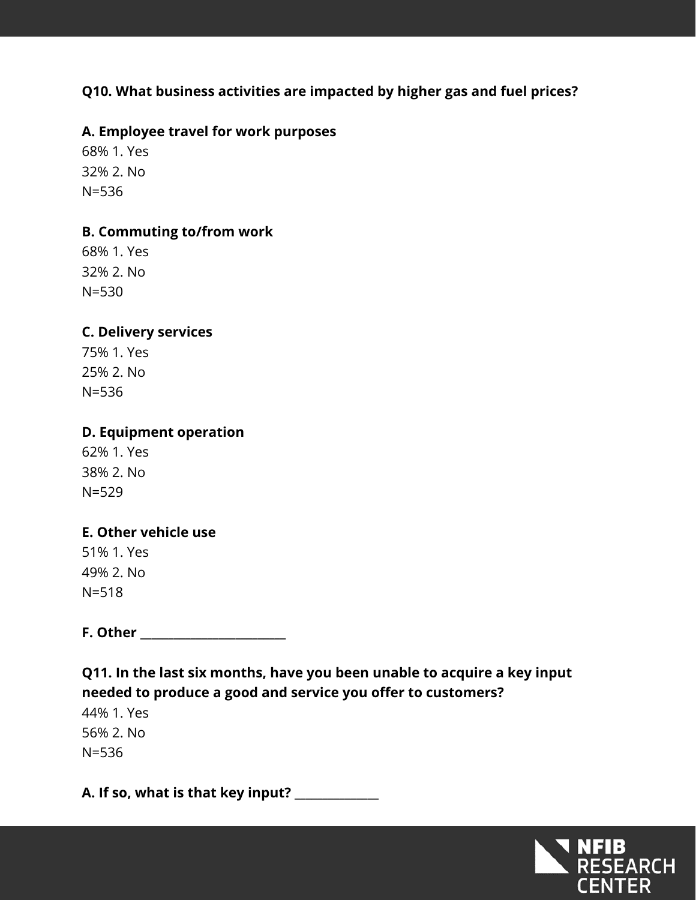**Q10. What business activities are impacted by higher gas and fuel prices?**

**A. Employee travel for work purposes**
68% 1. Yes
32% 2. No
N=536

**B. Commuting to/from work**
68% 1. Yes
32% 2. No
N=530

**C. Delivery services**
75% 1. Yes
25% 2. No
N=536

**D. Equipment operation**
62% 1. Yes
38% 2. No
N=529

**E. Other vehicle use**
51% 1. Yes
49% 2. No
N=518

**F. Other ________________________**

**Q11. In the last six months, have you been unable to acquire a key input needed to produce a good and service you offer to customers?**
44% 1. Yes
56% 2. No
N=536

**A. If so, what is that key input? ______________**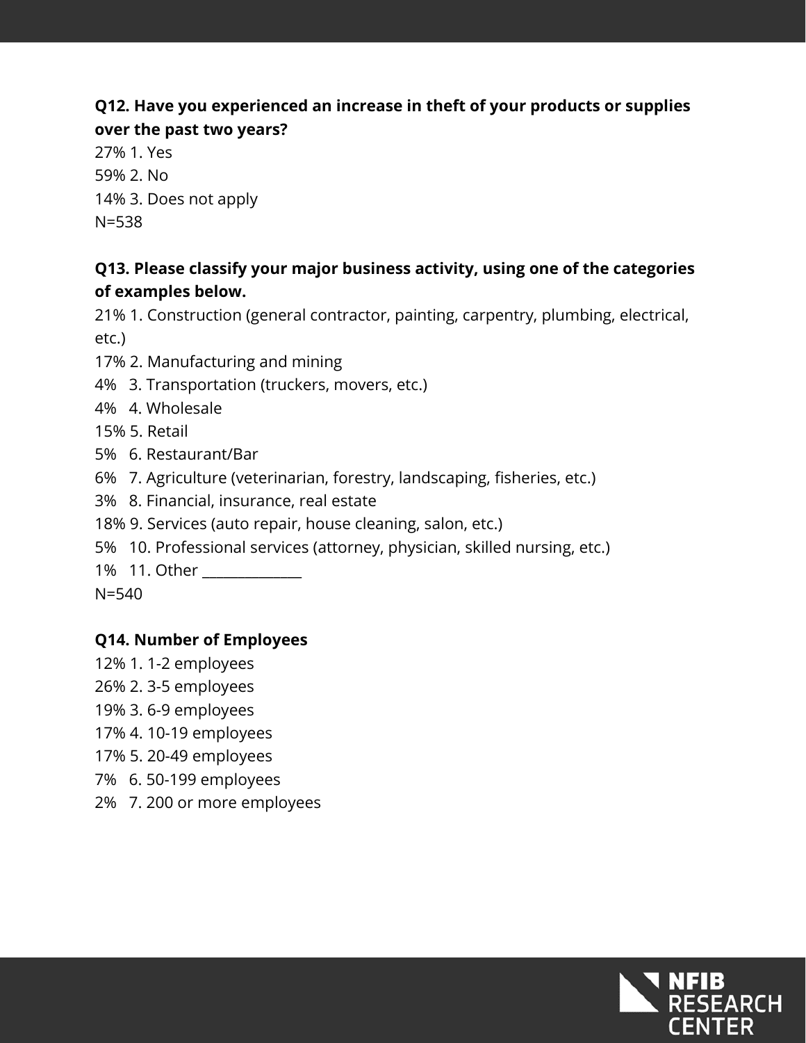**Q12. Have you experienced an increase in theft of your products or supplies over the past two years?**

27% 1. Yes
59% 2. No
14% 3. Does not apply
N=538

**Q13. Please classify your major business activity, using one of the categories of examples below.**

21% 1. Construction (general contractor, painting, carpentry, plumbing, electrical, etc.)
17% 2. Manufacturing and mining
4% 3. Transportation (truckers, movers, etc.)
4% 4. Wholesale
15% 5. Retail
5% 6. Restaurant/Bar
6% 7. Agriculture (veterinarian, forestry, landscaping, fisheries, etc.)
3% 8. Financial, insurance, real estate
18% 9. Services (auto repair, house cleaning, salon, etc.)
5% 10. Professional services (attorney, physician, skilled nursing, etc.)
1% 11. Other ______________
N=540

**Q14. Number of Employees**

12% 1. 1-2 employees
26% 2. 3-5 employees
19% 3. 6-9 employees
17% 4. 10-19 employees
17% 5. 20-49 employees
7% 6. 50-199 employees
2% 7. 200 or more employees